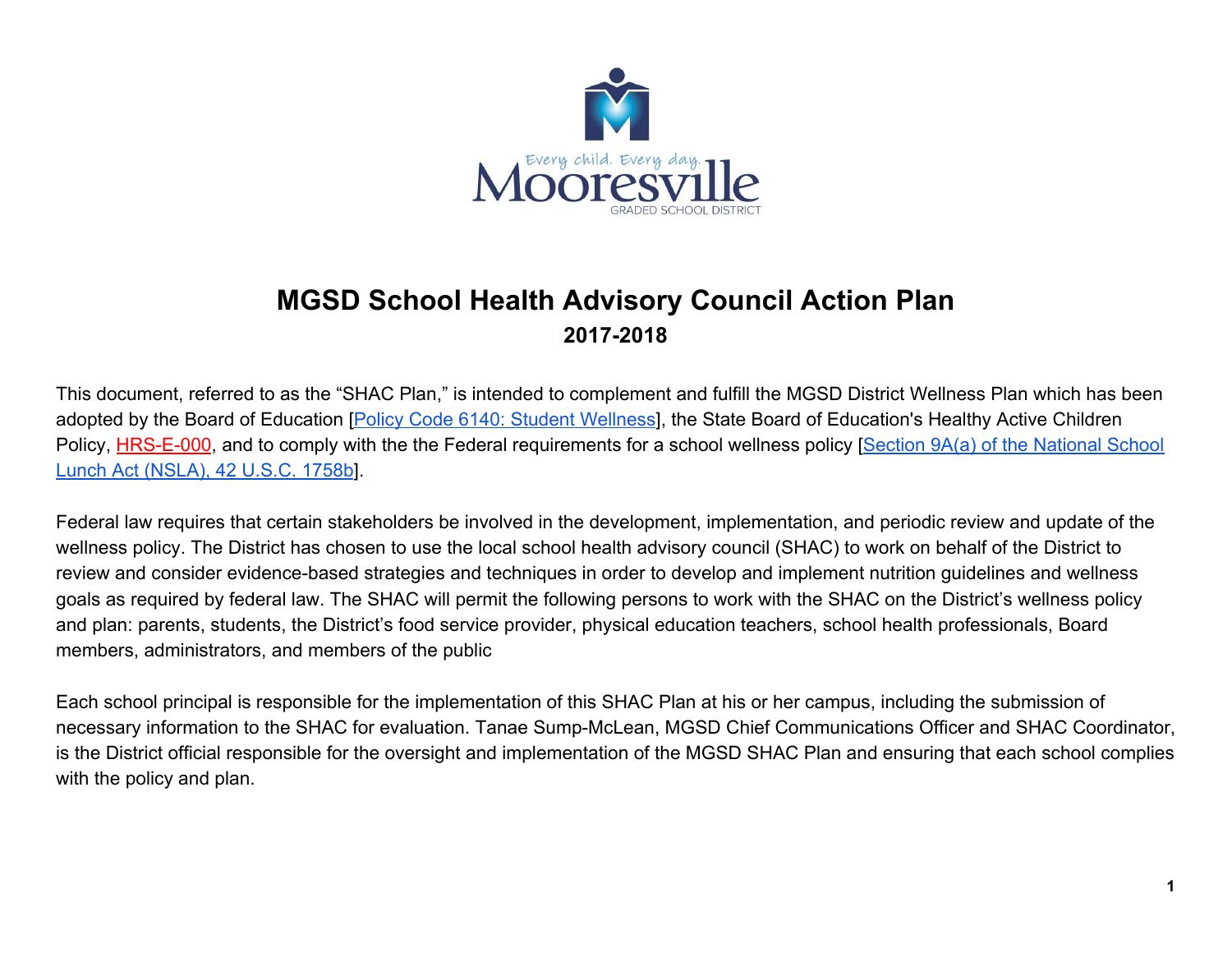# MGSD School Health Advisory Council Action Plan

## 2017-2018

This document, referred to as the "SHAC Plan," is intended to complement and fulfill the MGSD District Wellness Plan which has been adopted by the Board of Education [Policy Code 6140: Student Wellness], the State Board of Education's Healthy Active Children Policy, HRS-E-000, and to comply with the the Federal requirements for a school wellness policy [Section 9A(a) of the National School Lunch Act (NSLA), 42 U.S.C. 1758b].

Federal law requires that certain stakeholders be involved in the development, implementation, and periodic review and update of the wellness policy. The District has chosen to use the local school health advisory council (SHAC) to work on behalf of the District to review and consider evidence-based strategies and techniques in order to develop and implement nutrition guidelines and wellness goals as required by federal law. The SHAC will permit the following persons to work with the SHAC on the District's wellness policy and plan: parents, students, the District's food service provider, physical education teachers, school health professionals, Board members, administrators, and members of the public

Each school principal is responsible for the implementation of this SHAC Plan at his or her campus, including the submission of necessary information to the SHAC for evaluation. Tanae Sump-McLean, MGSD Chief Communications Officer and SHAC Coordinator, is the District official responsible for the oversight and implementation of the MGSD SHAC Plan and ensuring that each school complies with the policy and plan.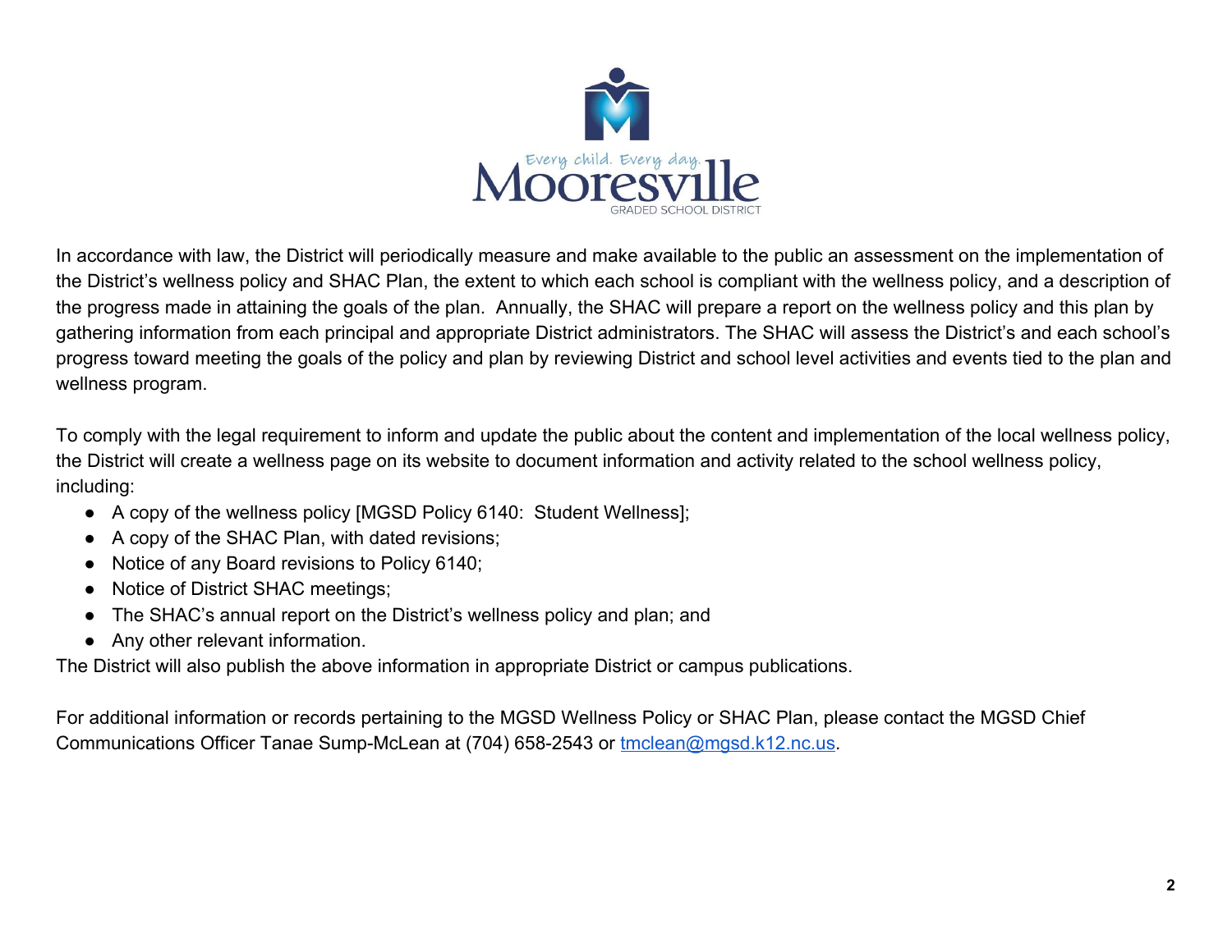In accordance with law, the District will periodically measure and make available to the public an assessment on the implementation of the District's wellness policy and SHAC Plan, the extent to which each school is compliant with the wellness policy, and a description of the progress made in attaining the goals of the plan. Annually, the SHAC will prepare a report on the wellness policy and this plan by gathering information from each principal and appropriate District administrators. The SHAC will assess the District's and each school's progress toward meeting the goals of the policy and plan by reviewing District and school level activities and events tied to the plan and wellness program.

To comply with the legal requirement to inform and update the public about the content and implementation of the local wellness policy, the District will create a wellness page on its website to document information and activity related to the school wellness policy, including:

- A copy of the wellness policy [MGSD Policy 6140: Student Wellness];
- A copy of the SHAC Plan, with dated revisions;
- Notice of any Board revisions to Policy 6140;
- Notice of District SHAC meetings;
- The SHAC's annual report on the District's wellness policy and plan; and
- Any other relevant information.

The District will also publish the above information in appropriate District or campus publications.

For additional information or records pertaining to the MGSD Wellness Policy or SHAC Plan, please contact the MGSD Chief Communications Officer Tanae Sump-McLean at (704) 658-2543 or [tmclean@mgsd.k12.nc.us](mailto:tmclean@mgsd.k12.nc.us).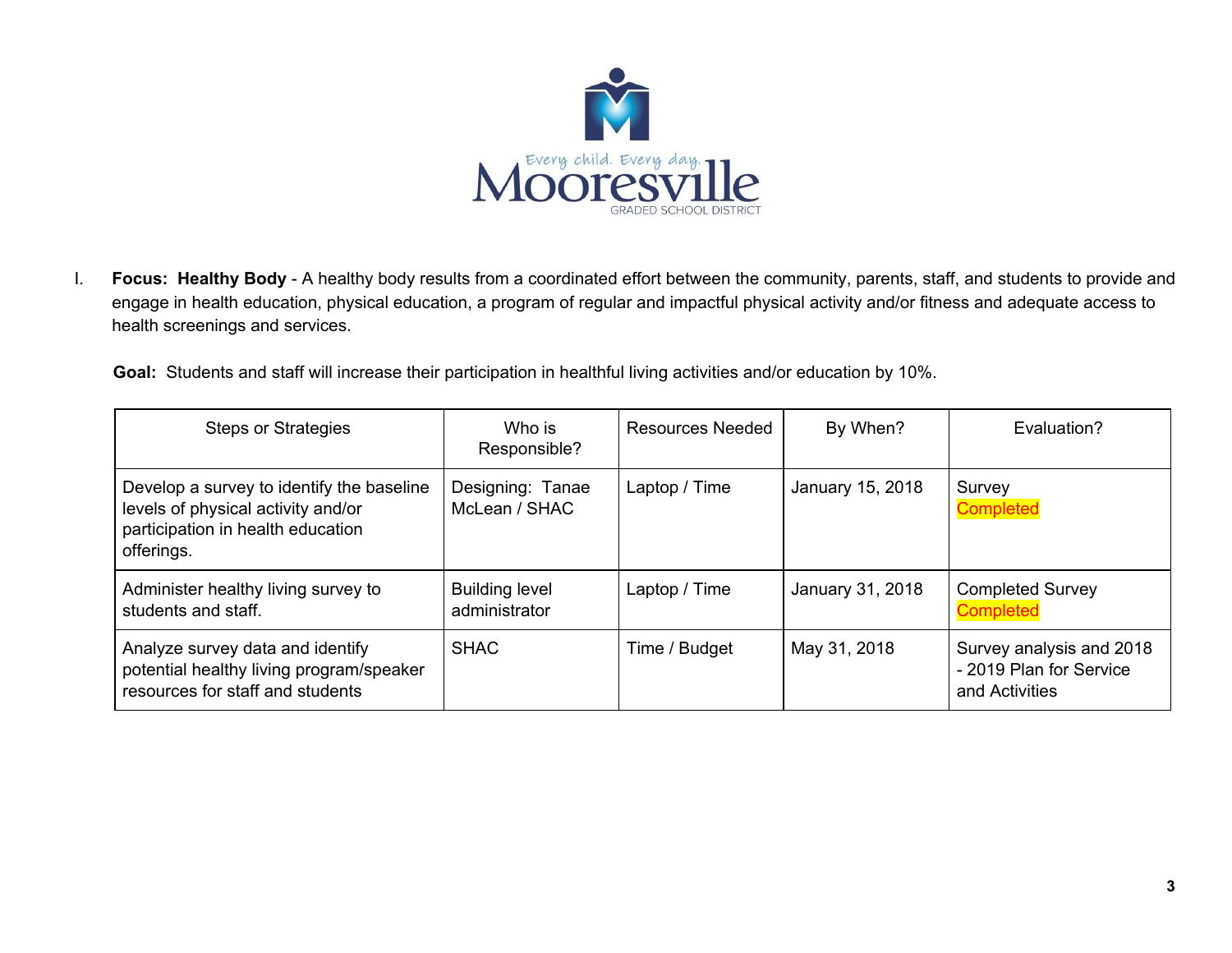I. **Focus: Healthy Body** - A healthy body results from a coordinated effort between the community, parents, staff, and students to provide and engage in health education, physical education, a program of regular and impactful physical activity and/or fitness and adequate access to health screenings and services.

**Goal:** Students and staff will increase their participation in healthful living activities and/or education by 10%.

| Steps or Strategies | Who is Responsible? | Resources Needed | By When? | Evaluation? |
| --- | --- | --- | --- | --- |
| Develop a survey to identify the baseline levels of physical activity and/or participation in health education offerings. | Designing: Tanae McLean / SHAC | Laptop / Time | January 15, 2018 | Survey Completed |
| Administer healthy living survey to students and staff. | Building level administrator | Laptop / Time | January 31, 2018 | Completed Survey Completed |
| Analyze survey data and identify potential healthy living program/speaker resources for staff and students | SHAC | Time / Budget | May 31, 2018 | Survey analysis and 2018 - 2019 Plan for Service and Activities |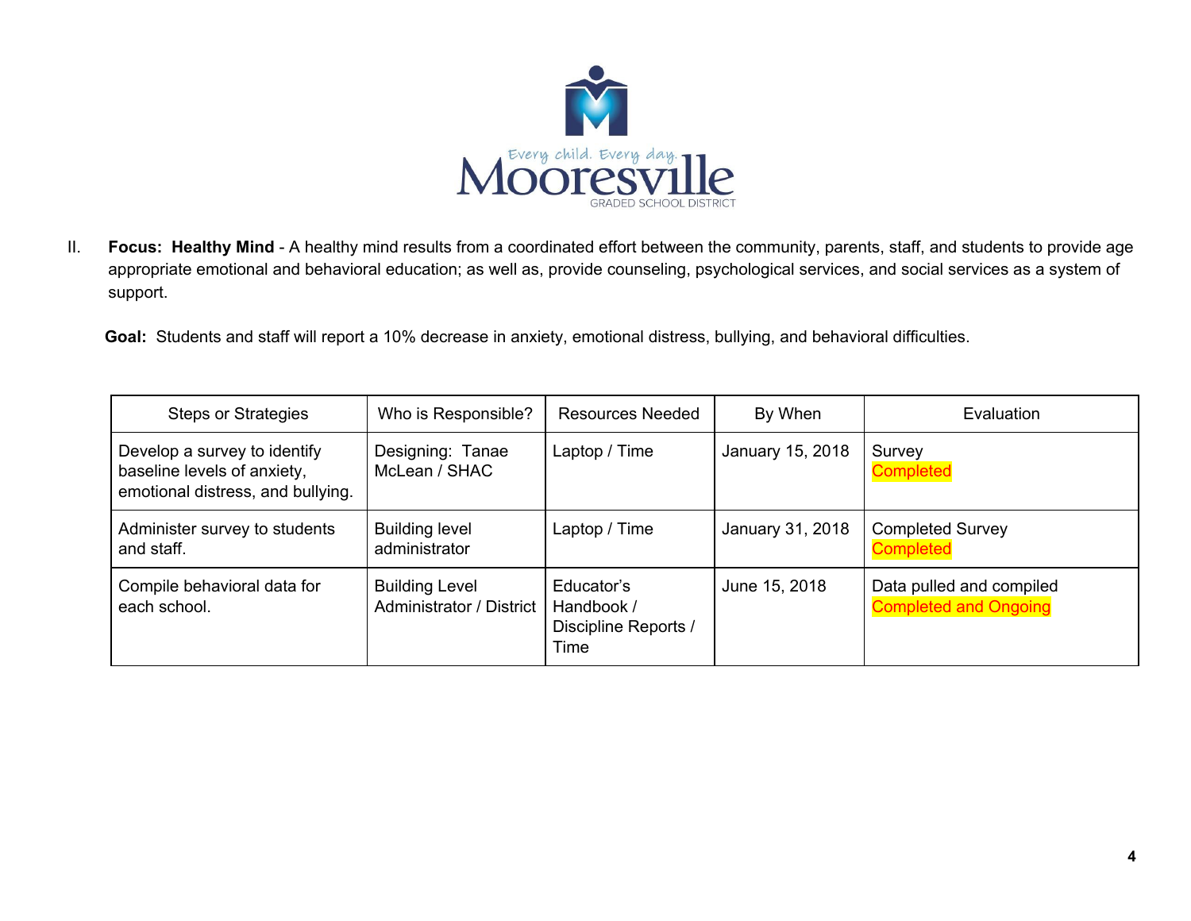II. **Focus: Healthy Mind** - A healthy mind results from a coordinated effort between the community, parents, staff, and students to provide age appropriate emotional and behavioral education; as well as, provide counseling, psychological services, and social services as a system of support.

**Goal:** Students and staff will report a 10% decrease in anxiety, emotional distress, bullying, and behavioral difficulties.

| Steps or Strategies | Who is Responsible? | Resources Needed | By When | Evaluation |
|---|---|---|---|---|
| Develop a survey to identify baseline levels of anxiety, emotional distress, and bullying. | Designing: Tanae McLean / SHAC | Laptop / Time | January 15, 2018 | Survey<br>Completed |
| Administer survey to students and staff. | Building level administrator | Laptop / Time | January 31, 2018 | Completed Survey<br>Completed |
| Compile behavioral data for each school. | Building Level Administrator / District | Educator's Handbook / Discipline Reports / Time | June 15, 2018 | Data pulled and compiled<br>Completed and Ongoing |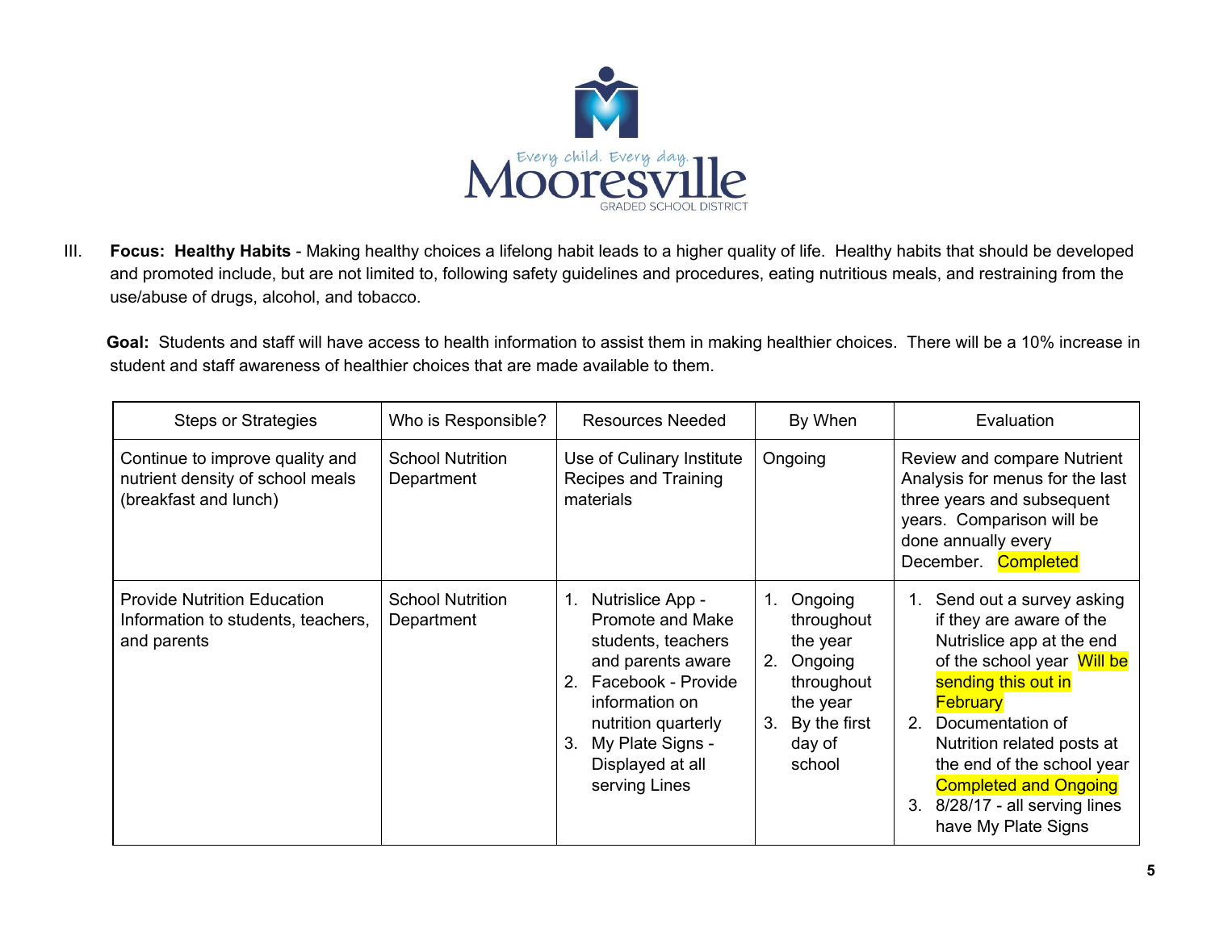III. **Focus: Healthy Habits** - Making healthy choices a lifelong habit leads to a higher quality of life. Healthy habits that should be developed and promoted include, but are not limited to, following safety guidelines and procedures, eating nutritious meals, and restraining from the use/abuse of drugs, alcohol, and tobacco.

**Goal:** Students and staff will have access to health information to assist them in making healthier choices. There will be a 10% increase in student and staff awareness of healthier choices that are made available to them.

| Steps or Strategies | Who is Responsible? | Resources Needed | By When | Evaluation |
|---|---|---|---|---|
| Continue to improve quality and nutrient density of school meals (breakfast and lunch) | School Nutrition Department | Use of Culinary Institute Recipes and Training materials | Ongoing | Review and compare Nutrient Analysis for menus for the last three years and subsequent years. Comparison will be done annually every December. Completed |
| Provide Nutrition Education Information to students, teachers, and parents | School Nutrition Department | 1. Nutrislice App - Promote and Make students, teachers and parents aware<br>2. Facebook - Provide information on nutrition quarterly<br>3. My Plate Signs - Displayed at all serving Lines | 1. Ongoing throughout the year<br>2. Ongoing throughout the year<br>3. By the first day of school | 1. Send out a survey asking if they are aware of the Nutrislice app at the end of the school year Will be sending this out in February<br>2. Documentation of Nutrition related posts at the end of the school year Completed and Ongoing<br>3. 8/28/17 - all serving lines have My Plate Signs |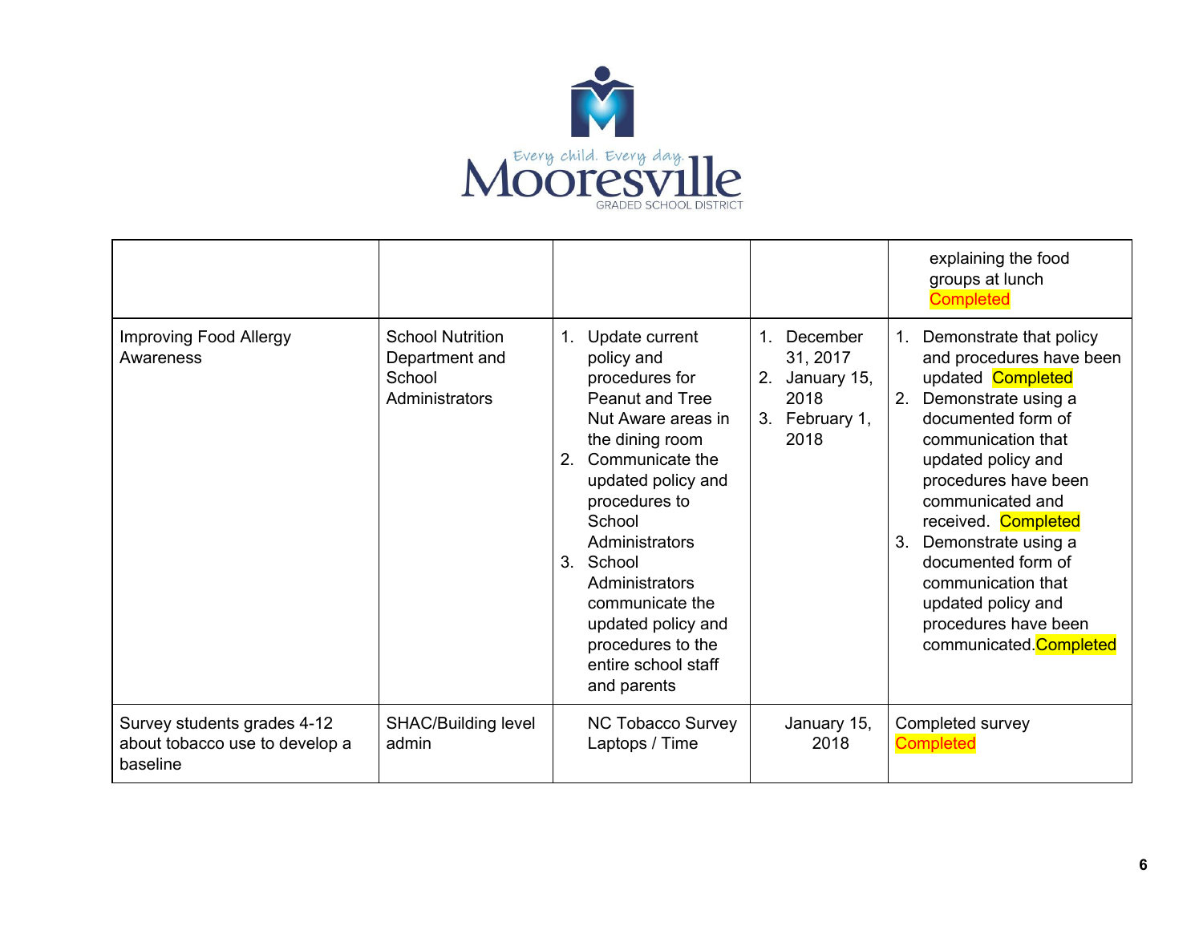| | | | | |
|---|---|---|---|---|
| | | | | explaining the food groups at lunch Completed |
| Improving Food Allergy Awareness | School Nutrition Department and School Administrators | 1. Update current policy and procedures for Peanut and Tree Nut Aware areas in the dining room<br>2. Communicate the updated policy and procedures to School Administrators<br>3. School Administrators communicate the updated policy and procedures to the entire school staff and parents | 1. December 31, 2017<br>2. January 15, 2018<br>3. February 1, 2018 | 1. Demonstrate that policy and procedures have been updated Completed<br>2. Demonstrate using a documented form of communication that updated policy and procedures have been communicated and received. Completed<br>3. Demonstrate using a documented form of communication that updated policy and procedures have been communicated. Completed |
| Survey students grades 4-12 about tobacco use to develop a baseline | SHAC/Building level admin | NC Tobacco Survey Laptops / Time | January 15, 2018 | Completed survey Completed |